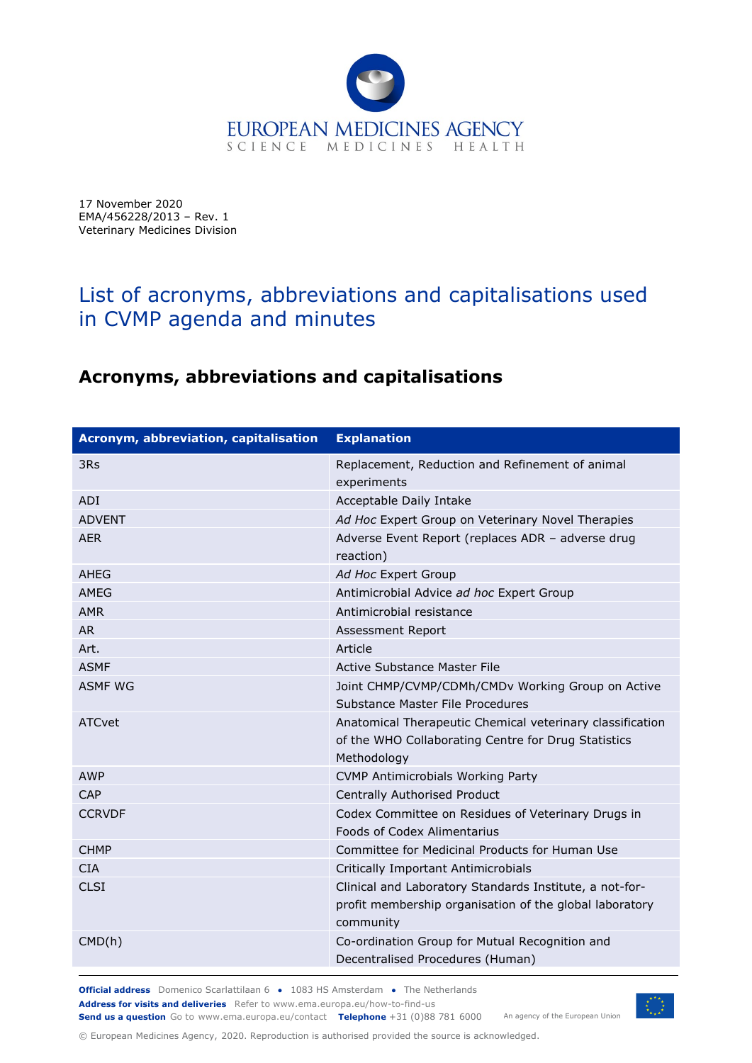17 November 2020
EMA/456228/2013 – Rev. 1
Veterinary Medicines Division

# List of acronyms, abbreviations and capitalisations used in CVMP agenda and minutes

## Acronyms, abbreviations and capitalisations

| Acronym, abbreviation, capitalisation | Explanation |
|---|---|
| 3Rs | Replacement, Reduction and Refinement of animal experiments |
| ADI | Acceptable Daily Intake |
| ADVENT | *Ad Hoc* Expert Group on Veterinary Novel Therapies |
| AER | Adverse Event Report (replaces ADR – adverse drug reaction) |
| AHEG | *Ad Hoc* Expert Group |
| AMEG | Antimicrobial Advice *ad hoc* Expert Group |
| AMR | Antimicrobial resistance |
| AR | Assessment Report |
| Art. | Article |
| ASMF | Active Substance Master File |
| ASMF WG | Joint CHMP/CVMP/CDMh/CMDv Working Group on Active Substance Master File Procedures |
| ATCvet | Anatomical Therapeutic Chemical veterinary classification of the WHO Collaborating Centre for Drug Statistics Methodology |
| AWP | CVMP Antimicrobials Working Party |
| CAP | Centrally Authorised Product |
| CCRVDF | Codex Committee on Residues of Veterinary Drugs in Foods of Codex Alimentarius |
| CHMP | Committee for Medicinal Products for Human Use |
| CIA | Critically Important Antimicrobials |
| CLSI | Clinical and Laboratory Standards Institute, a not-for-profit membership organisation of the global laboratory community |
| CMD(h) | Co-ordination Group for Mutual Recognition and Decentralised Procedures (Human) |

© European Medicines Agency, 2020. Reproduction is authorised provided the source is acknowledged.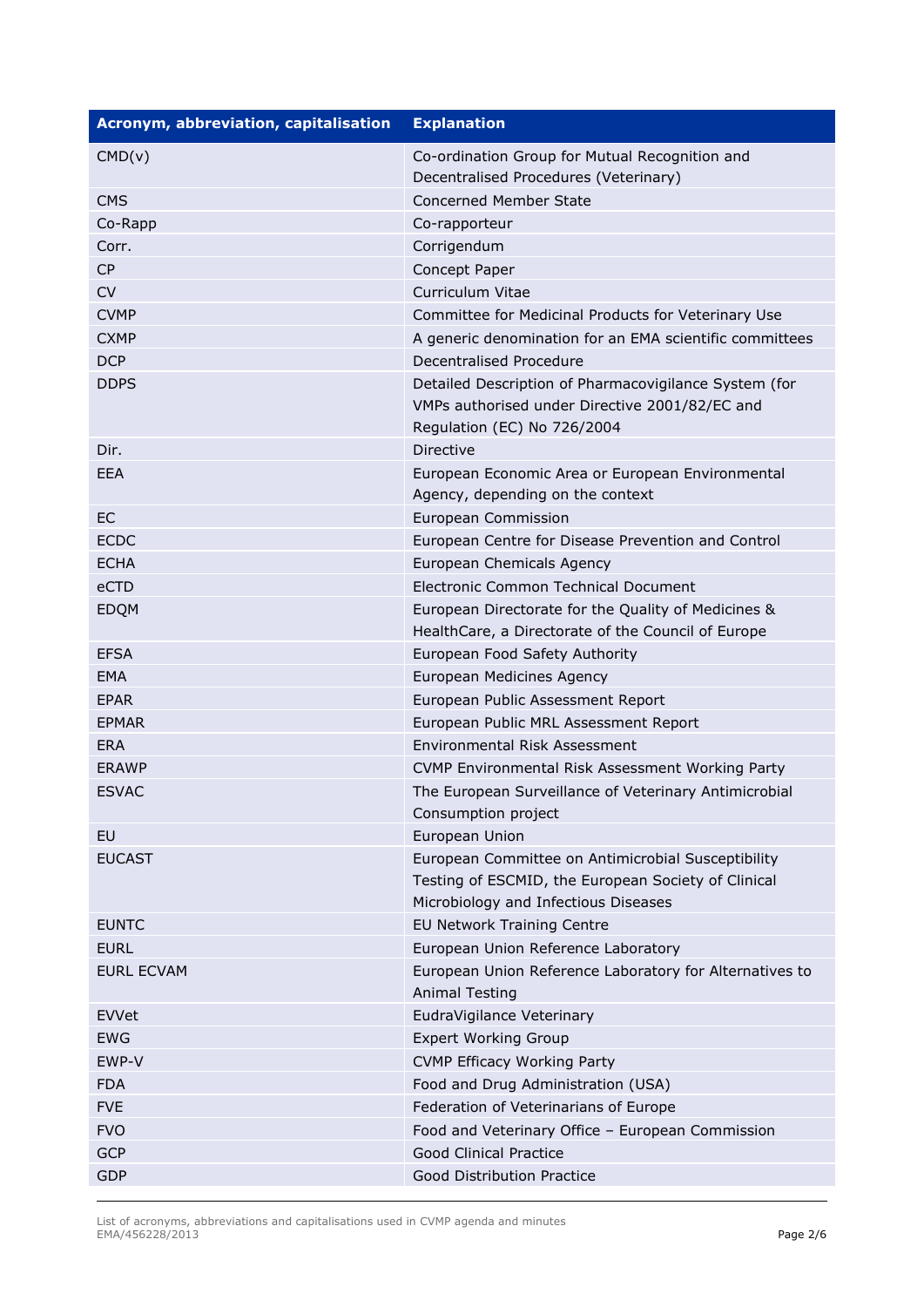| Acronym, abbreviation, capitalisation | Explanation |
| --- | --- |
| CMD(v) | Co-ordination Group for Mutual Recognition and Decentralised Procedures (Veterinary) |
| CMS | Concerned Member State |
| Co-Rapp | Co-rapporteur |
| Corr. | Corrigendum |
| CP | Concept Paper |
| CV | Curriculum Vitae |
| CVMP | Committee for Medicinal Products for Veterinary Use |
| CXMP | A generic denomination for an EMA scientific committees |
| DCP | Decentralised Procedure |
| DDPS | Detailed Description of Pharmacovigilance System (for VMPs authorised under Directive 2001/82/EC and Regulation (EC) No 726/2004 |
| Dir. | Directive |
| EEA | European Economic Area or European Environmental Agency, depending on the context |
| EC | European Commission |
| ECDC | European Centre for Disease Prevention and Control |
| ECHA | European Chemicals Agency |
| eCTD | Electronic Common Technical Document |
| EDQM | European Directorate for the Quality of Medicines & HealthCare, a Directorate of the Council of Europe |
| EFSA | European Food Safety Authority |
| EMA | European Medicines Agency |
| EPAR | European Public Assessment Report |
| EPMAR | European Public MRL Assessment Report |
| ERA | Environmental Risk Assessment |
| ERAWP | CVMP Environmental Risk Assessment Working Party |
| ESVAC | The European Surveillance of Veterinary Antimicrobial Consumption project |
| EU | European Union |
| EUCAST | European Committee on Antimicrobial Susceptibility Testing of ESCMID, the European Society of Clinical Microbiology and Infectious Diseases |
| EUNTC | EU Network Training Centre |
| EURL | European Union Reference Laboratory |
| EURL ECVAM | European Union Reference Laboratory for Alternatives to Animal Testing |
| EVVet | EudraVigilance Veterinary |
| EWG | Expert Working Group |
| EWP-V | CVMP Efficacy Working Party |
| FDA | Food and Drug Administration (USA) |
| FVE | Federation of Veterinarians of Europe |
| FVO | Food and Veterinary Office – European Commission |
| GCP | Good Clinical Practice |
| GDP | Good Distribution Practice |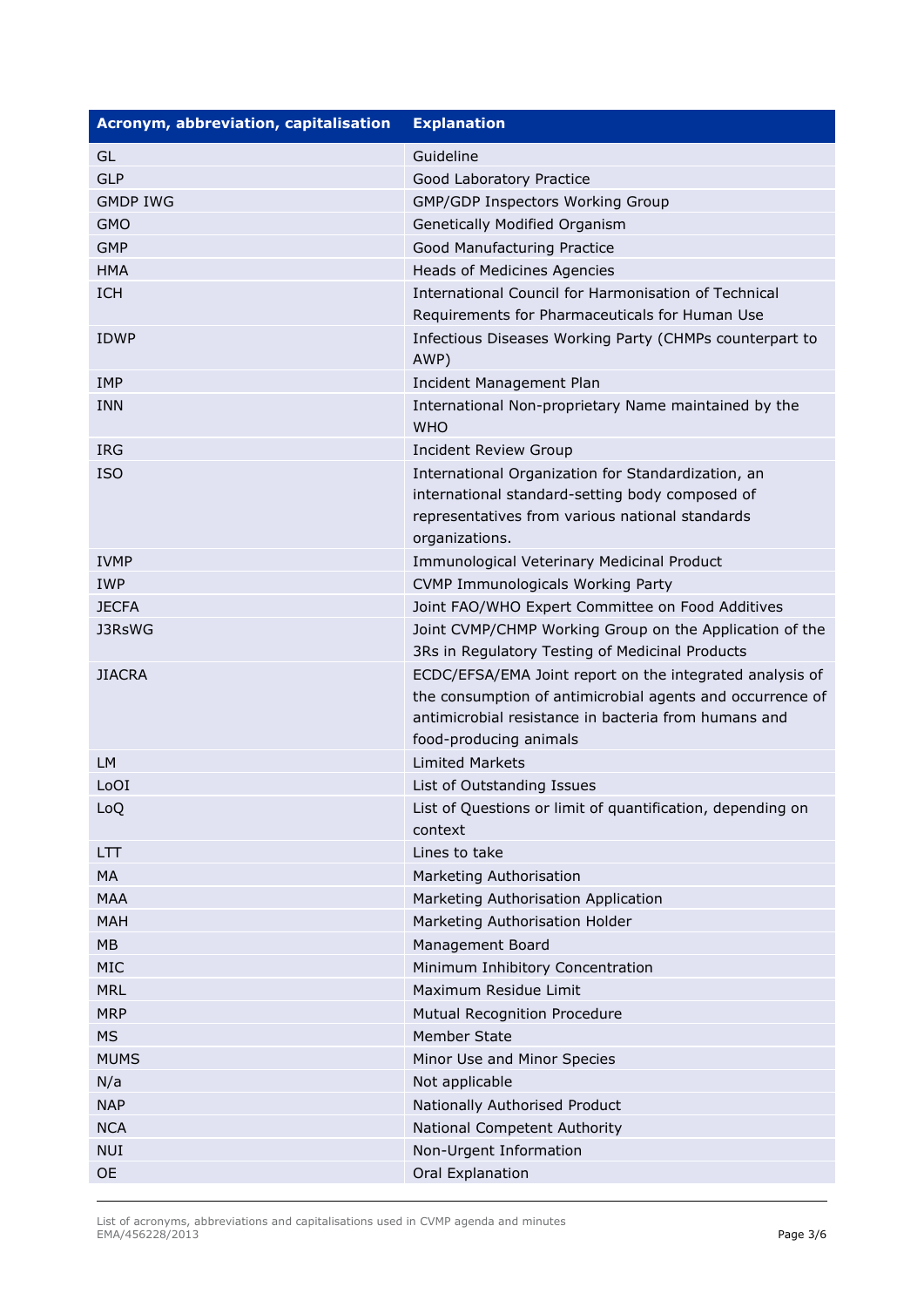| Acronym, abbreviation, capitalisation | Explanation |
|---|---|
| GL | Guideline |
| GLP | Good Laboratory Practice |
| GMDP IWG | GMP/GDP Inspectors Working Group |
| GMO | Genetically Modified Organism |
| GMP | Good Manufacturing Practice |
| HMA | Heads of Medicines Agencies |
| ICH | International Council for Harmonisation of Technical Requirements for Pharmaceuticals for Human Use |
| IDWP | Infectious Diseases Working Party (CHMPs counterpart to AWP) |
| IMP | Incident Management Plan |
| INN | International Non-proprietary Name maintained by the WHO |
| IRG | Incident Review Group |
| ISO | International Organization for Standardization, an international standard-setting body composed of representatives from various national standards organizations. |
| IVMP | Immunological Veterinary Medicinal Product |
| IWP | CVMP Immunologicals Working Party |
| JECFA | Joint FAO/WHO Expert Committee on Food Additives |
| J3RsWG | Joint CVMP/CHMP Working Group on the Application of the 3Rs in Regulatory Testing of Medicinal Products |
| JIACRA | ECDC/EFSA/EMA Joint report on the integrated analysis of the consumption of antimicrobial agents and occurrence of antimicrobial resistance in bacteria from humans and food-producing animals |
| LM | Limited Markets |
| LoOI | List of Outstanding Issues |
| LoQ | List of Questions or limit of quantification, depending on context |
| LTT | Lines to take |
| MA | Marketing Authorisation |
| MAA | Marketing Authorisation Application |
| MAH | Marketing Authorisation Holder |
| MB | Management Board |
| MIC | Minimum Inhibitory Concentration |
| MRL | Maximum Residue Limit |
| MRP | Mutual Recognition Procedure |
| MS | Member State |
| MUMS | Minor Use and Minor Species |
| N/a | Not applicable |
| NAP | Nationally Authorised Product |
| NCA | National Competent Authority |
| NUI | Non-Urgent Information |
| OE | Oral Explanation |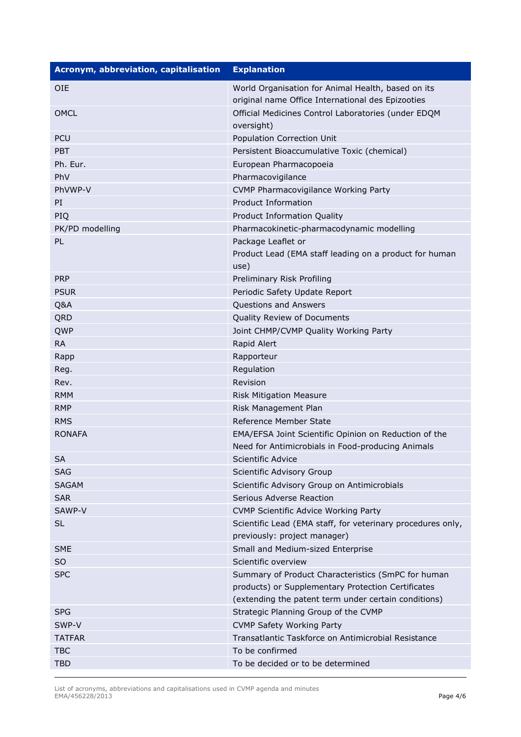| Acronym, abbreviation, capitalisation | Explanation |
| --- | --- |
| OIE | World Organisation for Animal Health, based on its original name Office International des Epizooties |
| OMCL | Official Medicines Control Laboratories (under EDQM oversight) |
| PCU | Population Correction Unit |
| PBT | Persistent Bioaccumulative Toxic (chemical) |
| Ph. Eur. | European Pharmacopoeia |
| PhV | Pharmacovigilance |
| PhVWP-V | CVMP Pharmacovigilance Working Party |
| PI | Product Information |
| PIQ | Product Information Quality |
| PK/PD modelling | Pharmacokinetic-pharmacodynamic modelling |
| PL | Package Leaflet or<br>Product Lead (EMA staff leading on a product for human use) |
| PRP | Preliminary Risk Profiling |
| PSUR | Periodic Safety Update Report |
| Q&A | Questions and Answers |
| QRD | Quality Review of Documents |
| QWP | Joint CHMP/CVMP Quality Working Party |
| RA | Rapid Alert |
| Rapp | Rapporteur |
| Reg. | Regulation |
| Rev. | Revision |
| RMM | Risk Mitigation Measure |
| RMP | Risk Management Plan |
| RMS | Reference Member State |
| RONAFA | EMA/EFSA Joint Scientific Opinion on Reduction of the Need for Antimicrobials in Food-producing Animals |
| SA | Scientific Advice |
| SAG | Scientific Advisory Group |
| SAGAM | Scientific Advisory Group on Antimicrobials |
| SAR | Serious Adverse Reaction |
| SAWP-V | CVMP Scientific Advice Working Party |
| SL | Scientific Lead (EMA staff, for veterinary procedures only, previously: project manager) |
| SME | Small and Medium-sized Enterprise |
| SO | Scientific overview |
| SPC | Summary of Product Characteristics (SmPC for human products) or Supplementary Protection Certificates (extending the patent term under certain conditions) |
| SPG | Strategic Planning Group of the CVMP |
| SWP-V | CVMP Safety Working Party |
| TATFAR | Transatlantic Taskforce on Antimicrobial Resistance |
| TBC | To be confirmed |
| TBD | To be decided or to be determined |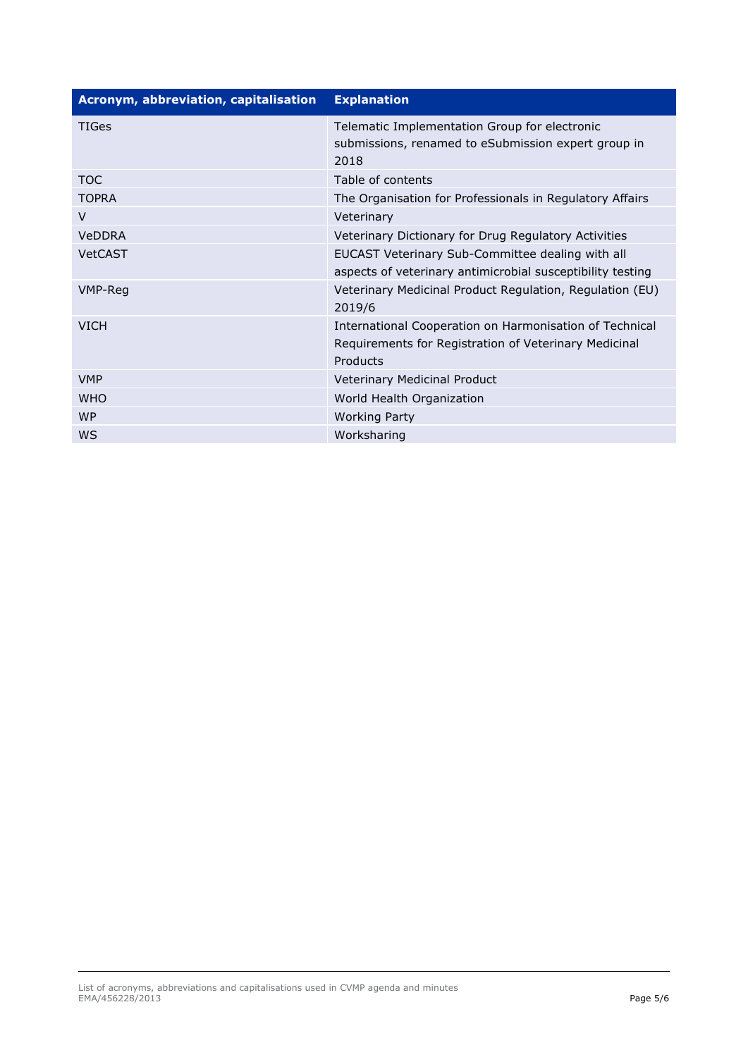| Acronym, abbreviation, capitalisation | Explanation |
| --- | --- |
| TIGes | Telematic Implementation Group for electronic submissions, renamed to eSubmission expert group in 2018 |
| TOC | Table of contents |
| TOPRA | The Organisation for Professionals in Regulatory Affairs |
| V | Veterinary |
| VeDDRA | Veterinary Dictionary for Drug Regulatory Activities |
| VetCAST | EUCAST Veterinary Sub-Committee dealing with all aspects of veterinary antimicrobial susceptibility testing |
| VMP-Reg | Veterinary Medicinal Product Regulation, Regulation (EU) 2019/6 |
| VICH | International Cooperation on Harmonisation of Technical Requirements for Registration of Veterinary Medicinal Products |
| VMP | Veterinary Medicinal Product |
| WHO | World Health Organization |
| WP | Working Party |
| WS | Worksharing |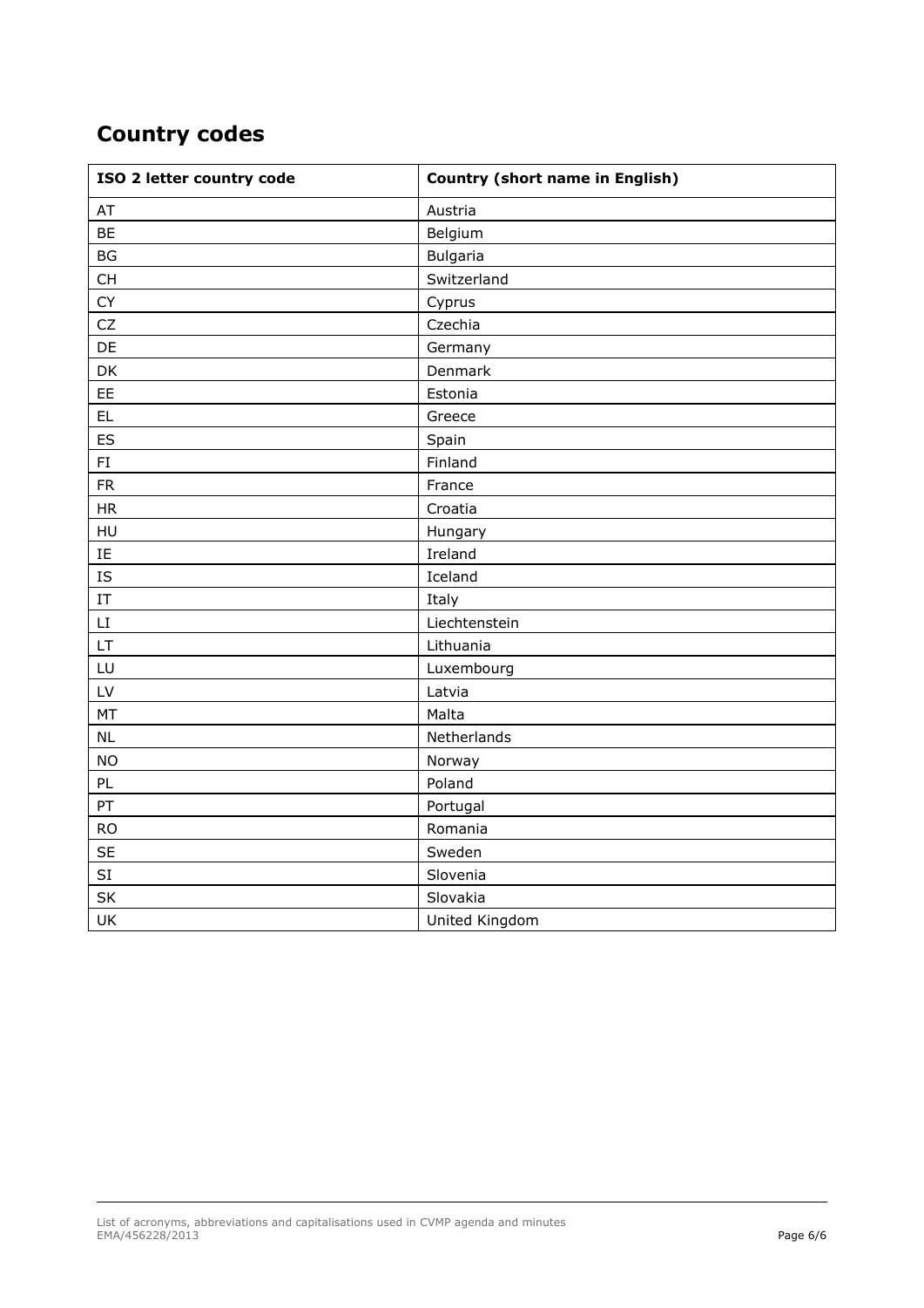## Country codes

| ISO 2 letter country code | Country (short name in English) |
|---|---|
| AT | Austria |
| BE | Belgium |
| BG | Bulgaria |
| CH | Switzerland |
| CY | Cyprus |
| CZ | Czechia |
| DE | Germany |
| DK | Denmark |
| EE | Estonia |
| EL | Greece |
| ES | Spain |
| FI | Finland |
| FR | France |
| HR | Croatia |
| HU | Hungary |
| IE | Ireland |
| IS | Iceland |
| IT | Italy |
| LI | Liechtenstein |
| LT | Lithuania |
| LU | Luxembourg |
| LV | Latvia |
| MT | Malta |
| NL | Netherlands |
| NO | Norway |
| PL | Poland |
| PT | Portugal |
| RO | Romania |
| SE | Sweden |
| SI | Slovenia |
| SK | Slovakia |
| UK | United Kingdom |